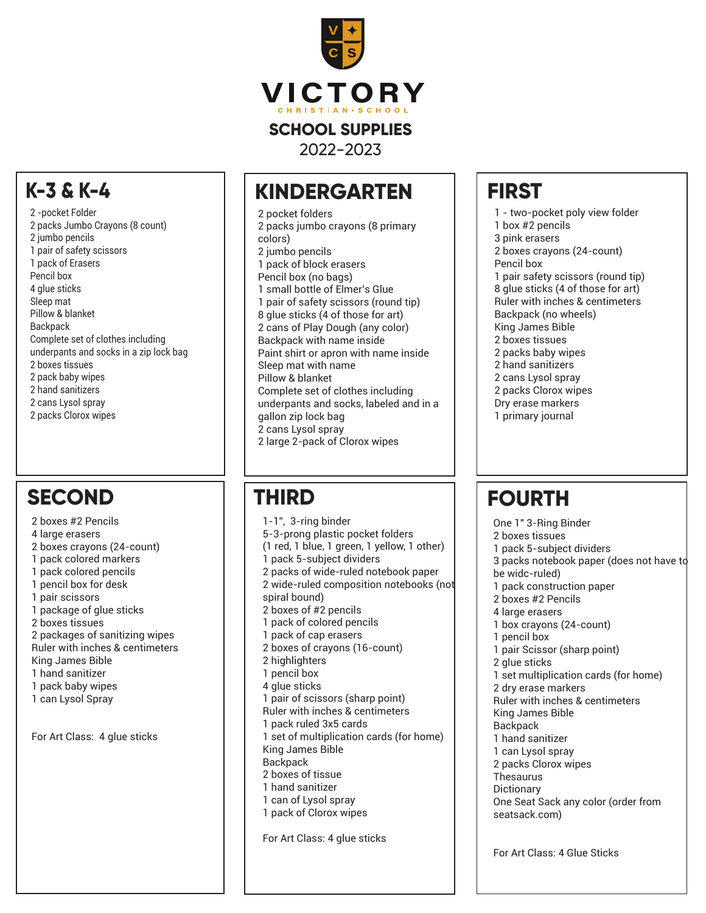# VICTORY

CHRISTIAN • SCHOOL

## SCHOOL SUPPLIES

2022-2023

## K-3 & K-4

2 -pocket Folder
2 packs Jumbo Crayons (8 count)
2 jumbo pencils
1 pair of safety scissors
1 pack of Erasers
Pencil box
4 glue sticks
Sleep mat
Pillow & blanket
Backpack
Complete set of clothes including underpants and socks in a zip lock bag
2 boxes tissues
2 pack baby wipes
2 hand sanitizers
2 cans Lysol spray
2 packs Clorox wipes

## KINDERGARTEN

2 pocket folders
2 packs jumbo crayons (8 primary colors)
2 jumbo pencils
1 pack of block erasers
Pencil box (no bags)
1 small bottle of Elmer's Glue
1 pair of safety scissors (round tip)
8 glue sticks (4 of those for art)
2 cans of Play Dough (any color)
Backpack with name inside
Paint shirt or apron with name inside
Sleep mat with name
Pillow & blanket
Complete set of clothes including underpants and socks, labeled and in a gallon zip lock bag
2 cans Lysol spray
2 large 2-pack of Clorox wipes

## FIRST

1 - two-pocket poly view folder
1 box #2 pencils
3 pink erasers
2 boxes crayons (24-count)
Pencil box
1 pair safety scissors (round tip)
8 glue sticks (4 of those for art)
Ruler with inches & centimeters
Backpack (no wheels)
King James Bible
2 boxes tissues
2 packs baby wipes
2 hand sanitizers
2 cans Lysol spray
2 packs Clorox wipes
Dry erase markers
1 primary journal

## SECOND

2 boxes #2 Pencils
4 large erasers
2 boxes crayons (24-count)
1 pack colored markers
1 pack colored pencils
1 pencil box for desk
1 pair scissors
1 package of glue sticks
2 boxes tissues
2 packages of sanitizing wipes
Ruler with inches & centimeters
King James Bible
1 hand sanitizer
1 pack baby wipes
1 can Lysol Spray

For Art Class: 4 glue sticks

## THIRD

1-1", 3-ring binder
5-3-prong plastic pocket folders (1 red, 1 blue, 1 green, 1 yellow, 1 other)
1 pack 5-subject dividers
2 packs of wide-ruled notebook paper
2 wide-ruled composition notebooks (not spiral bound)
2 boxes of #2 pencils
1 pack of colored pencils
1 pack of cap erasers
2 boxes of crayons (16-count)
2 highlighters
1 pencil box
4 glue sticks
1 pair of scissors (sharp point)
Ruler with inches & centimeters
1 pack ruled 3x5 cards
1 set of multiplication cards (for home)
King James Bible
Backpack
2 boxes of tissue
1 hand sanitizer
1 can of Lysol spray
1 pack of Clorox wipes

For Art Class: 4 glue sticks

## FOURTH

One 1" 3-Ring Binder
2 boxes tissues
1 pack 5-subject dividers
3 packs notebook paper (does not have to be widc-ruled)
1 pack construction paper
2 boxes #2 Pencils
4 large erasers
1 box crayons (24-count)
1 pencil box
1 pair Scissor (sharp point)
2 glue sticks
1 set multiplication cards (for home)
2 dry erase markers
Ruler with inches & centimeters
King James Bible
Backpack
1 hand sanitizer
1 can Lysol spray
2 packs Clorox wipes
Thesaurus
Dictionary
One Seat Sack any color (order from seatsack.com)

For Art Class: 4 Glue Sticks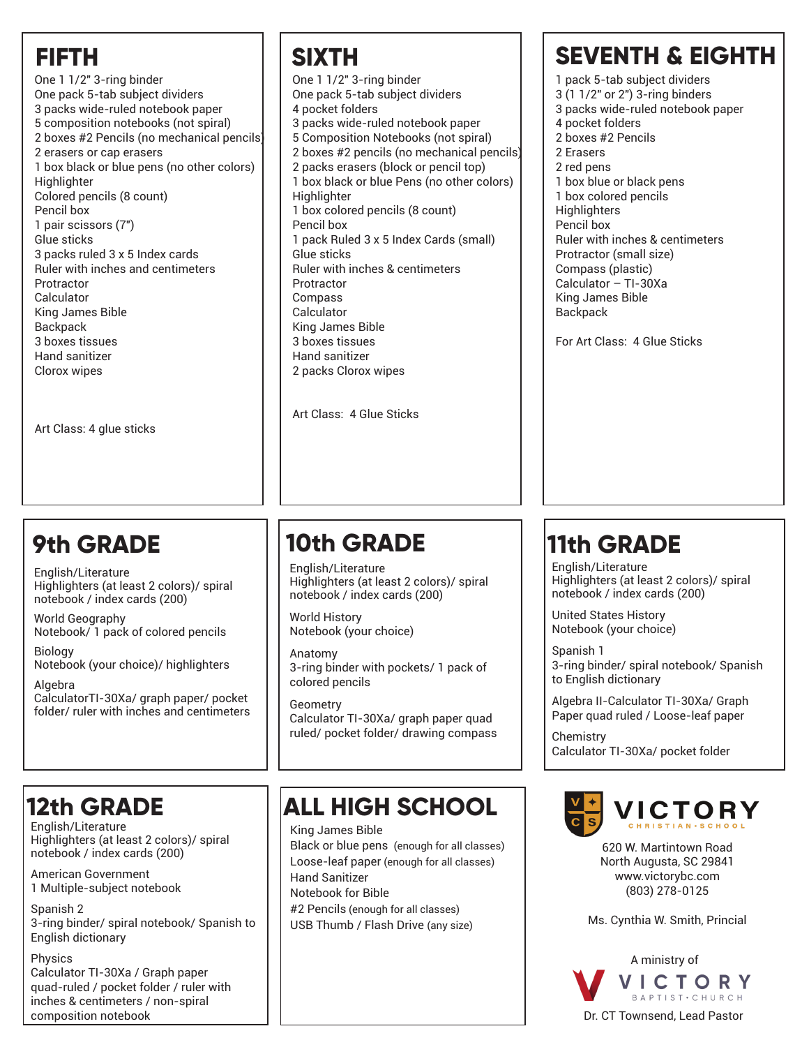## FIFTH

One 1 1/2" 3-ring binder
One pack 5-tab subject dividers
3 packs wide-ruled notebook paper
5 composition notebooks (not spiral)
2 boxes #2 Pencils (no mechanical pencils)
2 erasers or cap erasers
1 box black or blue pens (no other colors)
Highlighter
Colored pencils (8 count)
Pencil box
1 pair scissors (7")
Glue sticks
3 packs ruled 3 x 5 Index cards
Ruler with inches and centimeters
Protractor
Calculator
King James Bible
Backpack
3 boxes tissues
Hand sanitizer
Clorox wipes

Art Class: 4 glue sticks

## SIXTH

One 1 1/2" 3-ring binder
One pack 5-tab subject dividers
4 pocket folders
3 packs wide-ruled notebook paper
5 Composition Notebooks (not spiral)
2 boxes #2 pencils (no mechanical pencils)
2 packs erasers (block or pencil top)
1 box black or blue Pens (no other colors)
Highlighter
1 box colored pencils (8 count)
Pencil box
1 pack Ruled 3 x 5 Index Cards (small)
Glue sticks
Ruler with inches & centimeters
Protractor
Compass
Calculator
King James Bible
3 boxes tissues
Hand sanitizer
2 packs Clorox wipes

Art Class: 4 Glue Sticks

## SEVENTH & EIGHTH

1 pack 5-tab subject dividers
3 (1 1/2" or 2") 3-ring binders
3 packs wide-ruled notebook paper
4 pocket folders
2 boxes #2 Pencils
2 Erasers
2 red pens
1 box blue or black pens
1 box colored pencils
Highlighters
Pencil box
Ruler with inches & centimeters
Protractor (small size)
Compass (plastic)
Calculator – TI-30Xa
King James Bible
Backpack

For Art Class: 4 Glue Sticks

## 9th GRADE

English/Literature
Highlighters (at least 2 colors)/ spiral notebook / index cards (200)

World Geography
Notebook/ 1 pack of colored pencils

Biology
Notebook (your choice)/ highlighters

Algebra
CalculatorTI-30Xa/ graph paper/ pocket folder/ ruler with inches and centimeters

## 10th GRADE

English/Literature
Highlighters (at least 2 colors)/ spiral notebook / index cards (200)

World History
Notebook (your choice)

Anatomy
3-ring binder with pockets/ 1 pack of colored pencils

Geometry
Calculator TI-30Xa/ graph paper quad ruled/ pocket folder/ drawing compass

## 11th GRADE

English/Literature
Highlighters (at least 2 colors)/ spiral notebook / index cards (200)

United States History
Notebook (your choice)

Spanish 1
3-ring binder/ spiral notebook/ Spanish to English dictionary

Algebra II-Calculator TI-30Xa/ Graph Paper quad ruled / Loose-leaf paper

Chemistry
Calculator TI-30Xa/ pocket folder

## 12th GRADE

English/Literature
Highlighters (at least 2 colors)/ spiral notebook / index cards (200)

American Government
1 Multiple-subject notebook

Spanish 2
3-ring binder/ spiral notebook/ Spanish to English dictionary

Physics
Calculator TI-30Xa / Graph paper quad-ruled / pocket folder / ruler with inches & centimeters / non-spiral composition notebook

## ALL HIGH SCHOOL

King James Bible
Black or blue pens (enough for all classes)
Loose-leaf paper (enough for all classes)
Hand Sanitizer
Notebook for Bible
#2 Pencils (enough for all classes)
USB Thumb / Flash Drive (any size)

VICTORY CHRISTIAN • SCHOOL
620 W. Martintown Road
North Augusta, SC 29841
www.victorybc.com
(803) 278-0125

Ms. Cynthia W. Smith, Princial

A ministry of
VICTORY BAPTIST • CHURCH
Dr. CT Townsend, Lead Pastor